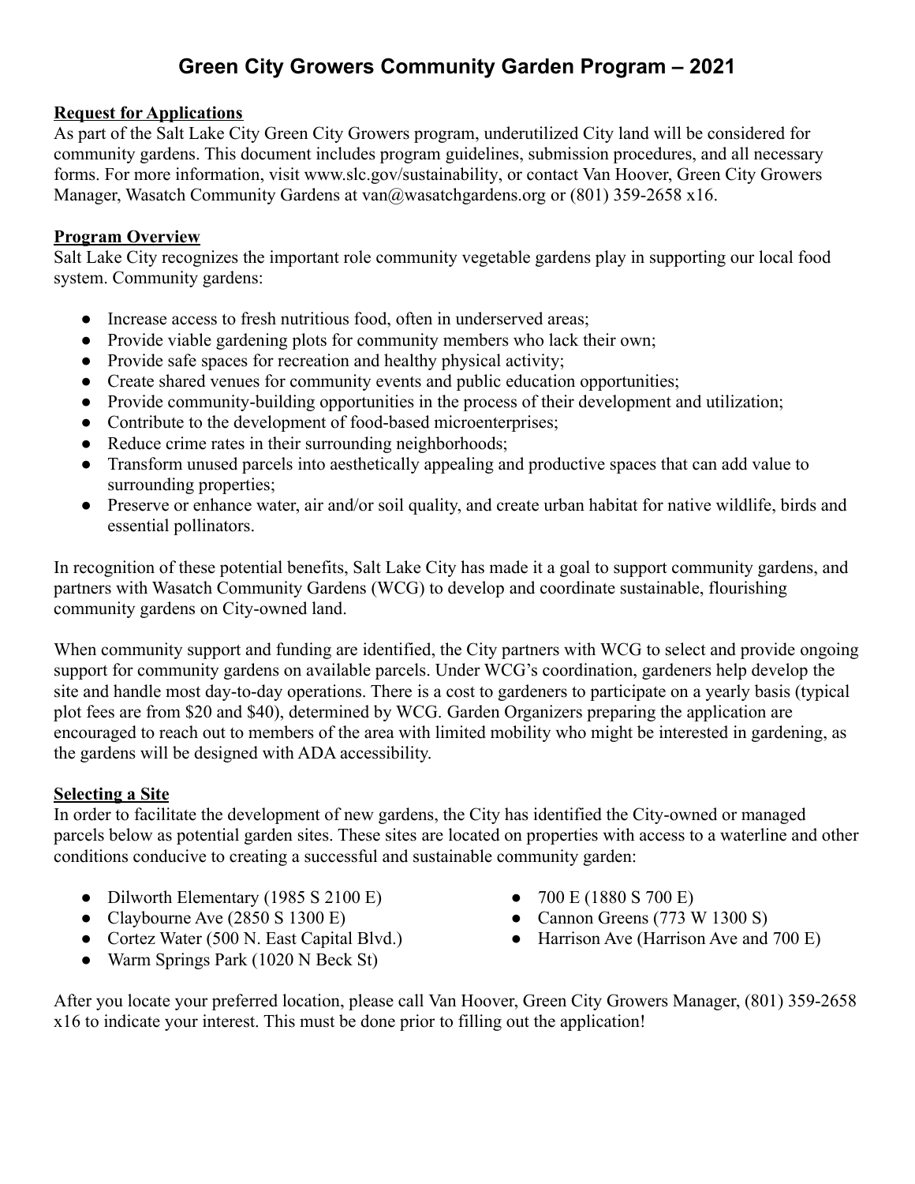# Green City Growers Community Garden Program – 2021

**Request for Applications**

As part of the Salt Lake City Green City Growers program, underutilized City land will be considered for community gardens. This document includes program guidelines, submission procedures, and all necessary forms. For more information, visit www.slc.gov/sustainability, or contact Van Hoover, Green City Growers Manager, Wasatch Community Gardens at van@wasatchgardens.org or (801) 359-2658 x16.

**Program Overview**

Salt Lake City recognizes the important role community vegetable gardens play in supporting our local food system. Community gardens:

- Increase access to fresh nutritious food, often in underserved areas;
- Provide viable gardening plots for community members who lack their own;
- Provide safe spaces for recreation and healthy physical activity;
- Create shared venues for community events and public education opportunities;
- Provide community-building opportunities in the process of their development and utilization;
- Contribute to the development of food-based microenterprises;
- Reduce crime rates in their surrounding neighborhoods;
- Transform unused parcels into aesthetically appealing and productive spaces that can add value to surrounding properties;
- Preserve or enhance water, air and/or soil quality, and create urban habitat for native wildlife, birds and essential pollinators.

In recognition of these potential benefits, Salt Lake City has made it a goal to support community gardens, and partners with Wasatch Community Gardens (WCG) to develop and coordinate sustainable, flourishing community gardens on City-owned land.

When community support and funding are identified, the City partners with WCG to select and provide ongoing support for community gardens on available parcels. Under WCG's coordination, gardeners help develop the site and handle most day-to-day operations. There is a cost to gardeners to participate on a yearly basis (typical plot fees are from $20 and $40), determined by WCG. Garden Organizers preparing the application are encouraged to reach out to members of the area with limited mobility who might be interested in gardening, as the gardens will be designed with ADA accessibility.

**Selecting a Site**

In order to facilitate the development of new gardens, the City has identified the City-owned or managed parcels below as potential garden sites. These sites are located on properties with access to a waterline and other conditions conducive to creating a successful and sustainable community garden:

- Dilworth Elementary (1985 S 2100 E)
- Claybourne Ave (2850 S 1300 E)
- Cortez Water (500 N. East Capital Blvd.)
- Warm Springs Park (1020 N Beck St)
- 700 E (1880 S 700 E)
- Cannon Greens (773 W 1300 S)
- Harrison Ave (Harrison Ave and 700 E)

After you locate your preferred location, please call Van Hoover, Green City Growers Manager, (801) 359-2658 x16 to indicate your interest. This must be done prior to filling out the application!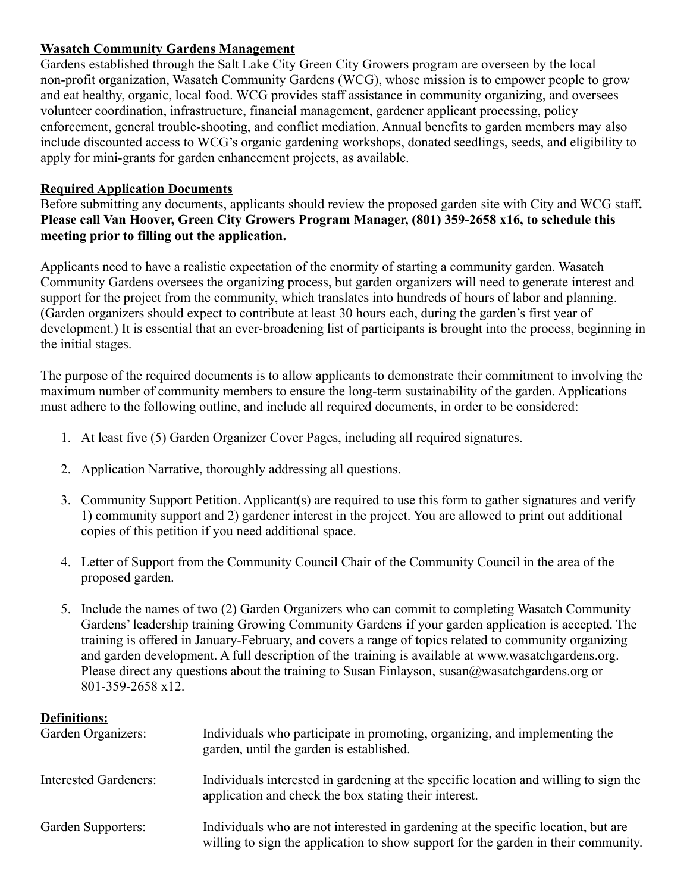**Wasatch Community Gardens Management**

Gardens established through the Salt Lake City Green City Growers program are overseen by the local non-profit organization, Wasatch Community Gardens (WCG), whose mission is to empower people to grow and eat healthy, organic, local food. WCG provides staff assistance in community organizing, and oversees volunteer coordination, infrastructure, financial management, gardener applicant processing, policy enforcement, general trouble-shooting, and conflict mediation. Annual benefits to garden members may also include discounted access to WCG's organic gardening workshops, donated seedlings, seeds, and eligibility to apply for mini-grants for garden enhancement projects, as available.

**Required Application Documents**

Before submitting any documents, applicants should review the proposed garden site with City and WCG staff**. Please call Van Hoover, Green City Growers Program Manager, (801) 359-2658 x16, to schedule this meeting prior to filling out the application.**

Applicants need to have a realistic expectation of the enormity of starting a community garden. Wasatch Community Gardens oversees the organizing process, but garden organizers will need to generate interest and support for the project from the community, which translates into hundreds of hours of labor and planning. (Garden organizers should expect to contribute at least 30 hours each, during the garden's first year of development.) It is essential that an ever-broadening list of participants is brought into the process, beginning in the initial stages.

The purpose of the required documents is to allow applicants to demonstrate their commitment to involving the maximum number of community members to ensure the long-term sustainability of the garden. Applications must adhere to the following outline, and include all required documents, in order to be considered:

1. At least five (5) Garden Organizer Cover Pages, including all required signatures.
2. Application Narrative, thoroughly addressing all questions.
3. Community Support Petition. Applicant(s) are required to use this form to gather signatures and verify 1) community support and 2) gardener interest in the project. You are allowed to print out additional copies of this petition if you need additional space.
4. Letter of Support from the Community Council Chair of the Community Council in the area of the proposed garden.
5. Include the names of two (2) Garden Organizers who can commit to completing Wasatch Community Gardens' leadership training Growing Community Gardens if your garden application is accepted. The training is offered in January-February, and covers a range of topics related to community organizing and garden development. A full description of the training is available at www.wasatchgardens.org. Please direct any questions about the training to Susan Finlayson, susan@wasatchgardens.org or 801-359-2658 x12.

**Definitions:**

| | |
|---|---|
| Garden Organizers: | Individuals who participate in promoting, organizing, and implementing the garden, until the garden is established. |
| Interested Gardeners: | Individuals interested in gardening at the specific location and willing to sign the application and check the box stating their interest. |
| Garden Supporters: | Individuals who are not interested in gardening at the specific location, but are willing to sign the application to show support for the garden in their community. |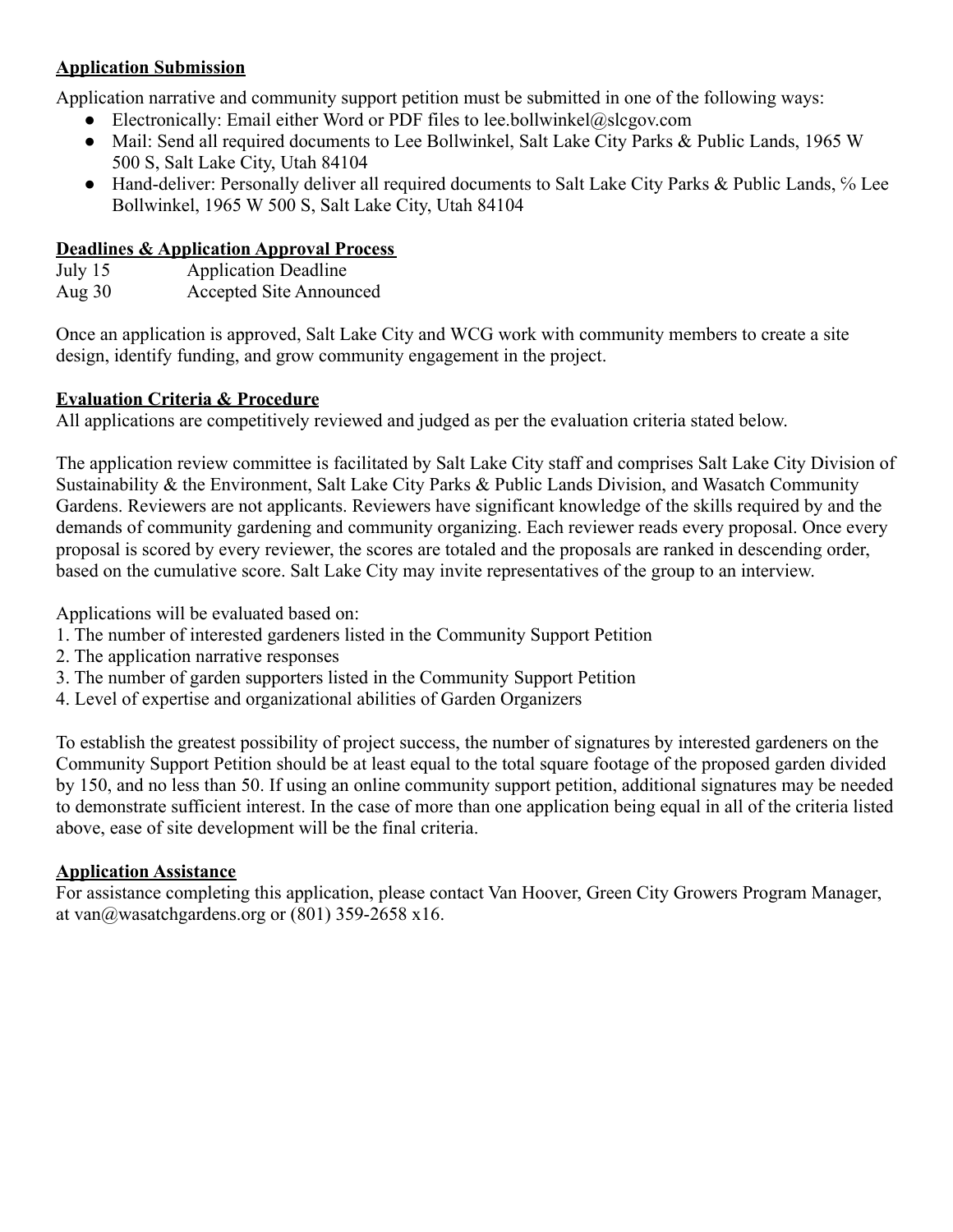**Application Submission**

Application narrative and community support petition must be submitted in one of the following ways:

- Electronically: Email either Word or PDF files to lee.bollwinkel@slcgov.com
- Mail: Send all required documents to Lee Bollwinkel, Salt Lake City Parks & Public Lands, 1965 W 500 S, Salt Lake City, Utah 84104
- Hand-deliver: Personally deliver all required documents to Salt Lake City Parks & Public Lands, ℅ Lee Bollwinkel, 1965 W 500 S, Salt Lake City, Utah 84104

**Deadlines & Application Approval Process**

| | |
|---|---|
| July 15 | Application Deadline |
| Aug 30 | Accepted Site Announced |

Once an application is approved, Salt Lake City and WCG work with community members to create a site design, identify funding, and grow community engagement in the project.

**Evaluation Criteria & Procedure**

All applications are competitively reviewed and judged as per the evaluation criteria stated below.

The application review committee is facilitated by Salt Lake City staff and comprises Salt Lake City Division of Sustainability & the Environment, Salt Lake City Parks & Public Lands Division, and Wasatch Community Gardens. Reviewers are not applicants. Reviewers have significant knowledge of the skills required by and the demands of community gardening and community organizing. Each reviewer reads every proposal. Once every proposal is scored by every reviewer, the scores are totaled and the proposals are ranked in descending order, based on the cumulative score. Salt Lake City may invite representatives of the group to an interview.

Applications will be evaluated based on:

1. The number of interested gardeners listed in the Community Support Petition
2. The application narrative responses
3. The number of garden supporters listed in the Community Support Petition
4. Level of expertise and organizational abilities of Garden Organizers

To establish the greatest possibility of project success, the number of signatures by interested gardeners on the Community Support Petition should be at least equal to the total square footage of the proposed garden divided by 150, and no less than 50. If using an online community support petition, additional signatures may be needed to demonstrate sufficient interest. In the case of more than one application being equal in all of the criteria listed above, ease of site development will be the final criteria.

**Application Assistance**

For assistance completing this application, please contact Van Hoover, Green City Growers Program Manager, at van@wasatchgardens.org or (801) 359-2658 x16.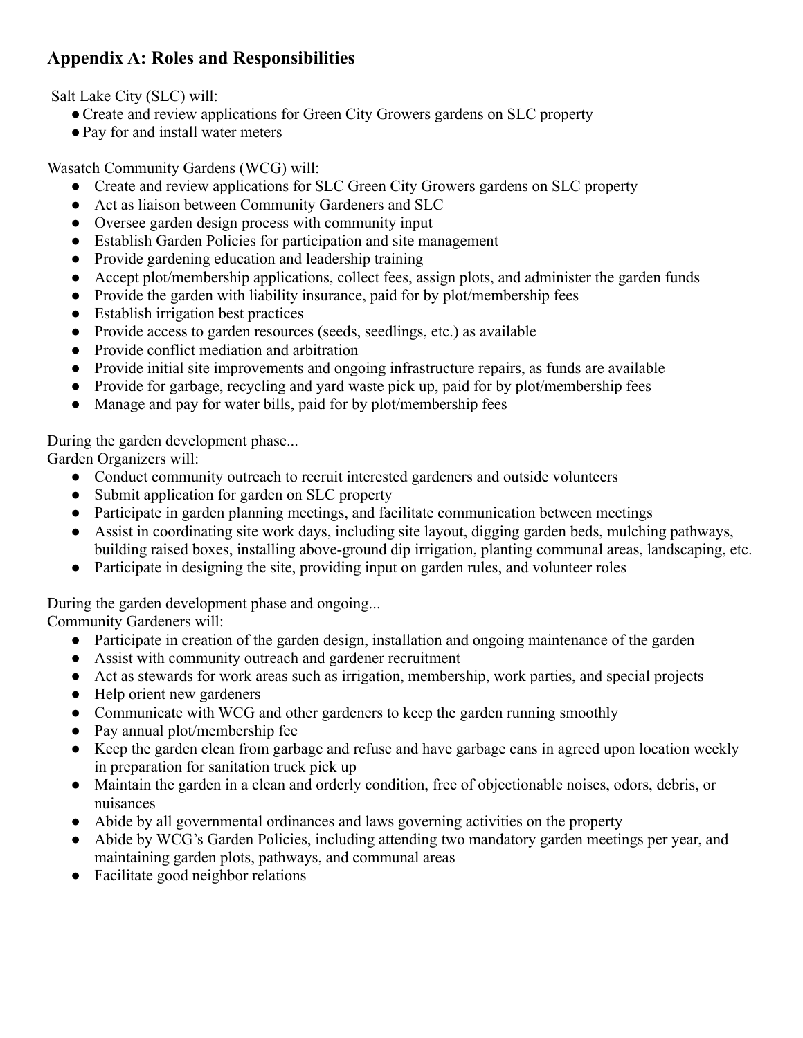## Appendix A: Roles and Responsibilities

Salt Lake City (SLC) will:

- Create and review applications for Green City Growers gardens on SLC property
- Pay for and install water meters

Wasatch Community Gardens (WCG) will:

- Create and review applications for SLC Green City Growers gardens on SLC property
- Act as liaison between Community Gardeners and SLC
- Oversee garden design process with community input
- Establish Garden Policies for participation and site management
- Provide gardening education and leadership training
- Accept plot/membership applications, collect fees, assign plots, and administer the garden funds
- Provide the garden with liability insurance, paid for by plot/membership fees
- Establish irrigation best practices
- Provide access to garden resources (seeds, seedlings, etc.) as available
- Provide conflict mediation and arbitration
- Provide initial site improvements and ongoing infrastructure repairs, as funds are available
- Provide for garbage, recycling and yard waste pick up, paid for by plot/membership fees
- Manage and pay for water bills, paid for by plot/membership fees

During the garden development phase...
Garden Organizers will:

- Conduct community outreach to recruit interested gardeners and outside volunteers
- Submit application for garden on SLC property
- Participate in garden planning meetings, and facilitate communication between meetings
- Assist in coordinating site work days, including site layout, digging garden beds, mulching pathways, building raised boxes, installing above-ground dip irrigation, planting communal areas, landscaping, etc.
- Participate in designing the site, providing input on garden rules, and volunteer roles

During the garden development phase and ongoing...
Community Gardeners will:

- Participate in creation of the garden design, installation and ongoing maintenance of the garden
- Assist with community outreach and gardener recruitment
- Act as stewards for work areas such as irrigation, membership, work parties, and special projects
- Help orient new gardeners
- Communicate with WCG and other gardeners to keep the garden running smoothly
- Pay annual plot/membership fee
- Keep the garden clean from garbage and refuse and have garbage cans in agreed upon location weekly in preparation for sanitation truck pick up
- Maintain the garden in a clean and orderly condition, free of objectionable noises, odors, debris, or nuisances
- Abide by all governmental ordinances and laws governing activities on the property
- Abide by WCG's Garden Policies, including attending two mandatory garden meetings per year, and maintaining garden plots, pathways, and communal areas
- Facilitate good neighbor relations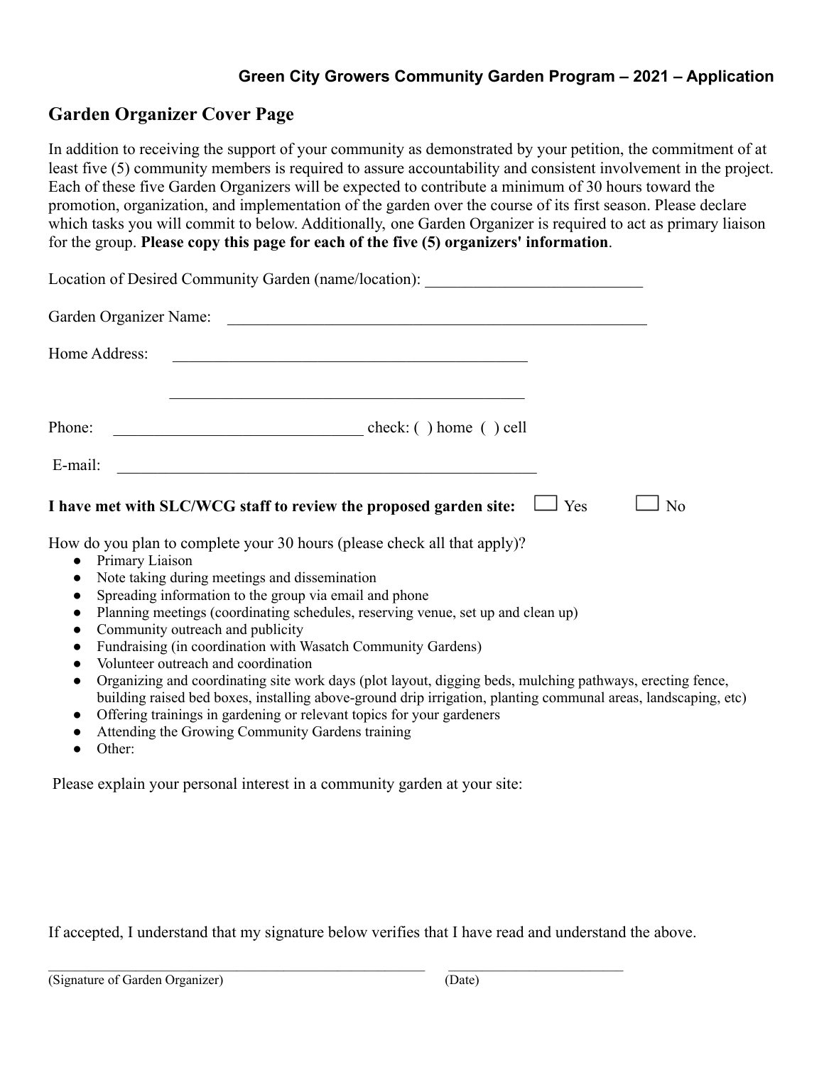**Green City Growers Community Garden Program – 2021 – Application**

## Garden Organizer Cover Page

In addition to receiving the support of your community as demonstrated by your petition, the commitment of at least five (5) community members is required to assure accountability and consistent involvement in the project. Each of these five Garden Organizers will be expected to contribute a minimum of 30 hours toward the promotion, organization, and implementation of the garden over the course of its first season. Please declare which tasks you will commit to below. Additionally, one Garden Organizer is required to act as primary liaison for the group. **Please copy this page for each of the five (5) organizers' information**.

Location of Desired Community Garden (name/location): ___________________________

Garden Organizer Name: _______________________________________________________

Home Address: _____________________________________________

_____________________________________________

Phone: _______________________________ check: ( ) home ( ) cell

E-mail: _____________________________________________________

**I have met with SLC/WCG staff to review the proposed garden site:** ☐ Yes ☐ No

How do you plan to complete your 30 hours (please check all that apply)?

- Primary Liaison
- Note taking during meetings and dissemination
- Spreading information to the group via email and phone
- Planning meetings (coordinating schedules, reserving venue, set up and clean up)
- Community outreach and publicity
- Fundraising (in coordination with Wasatch Community Gardens)
- Volunteer outreach and coordination
- Organizing and coordinating site work days (plot layout, digging beds, mulching pathways, erecting fence, building raised bed boxes, installing above-ground drip irrigation, planting communal areas, landscaping, etc)
- Offering trainings in gardening or relevant topics for your gardeners
- Attending the Growing Community Gardens training
- Other:

Please explain your personal interest in a community garden at your site:

If accepted, I understand that my signature below verifies that I have read and understand the above.

___________________________________________________ ________________________

(Signature of Garden Organizer) (Date)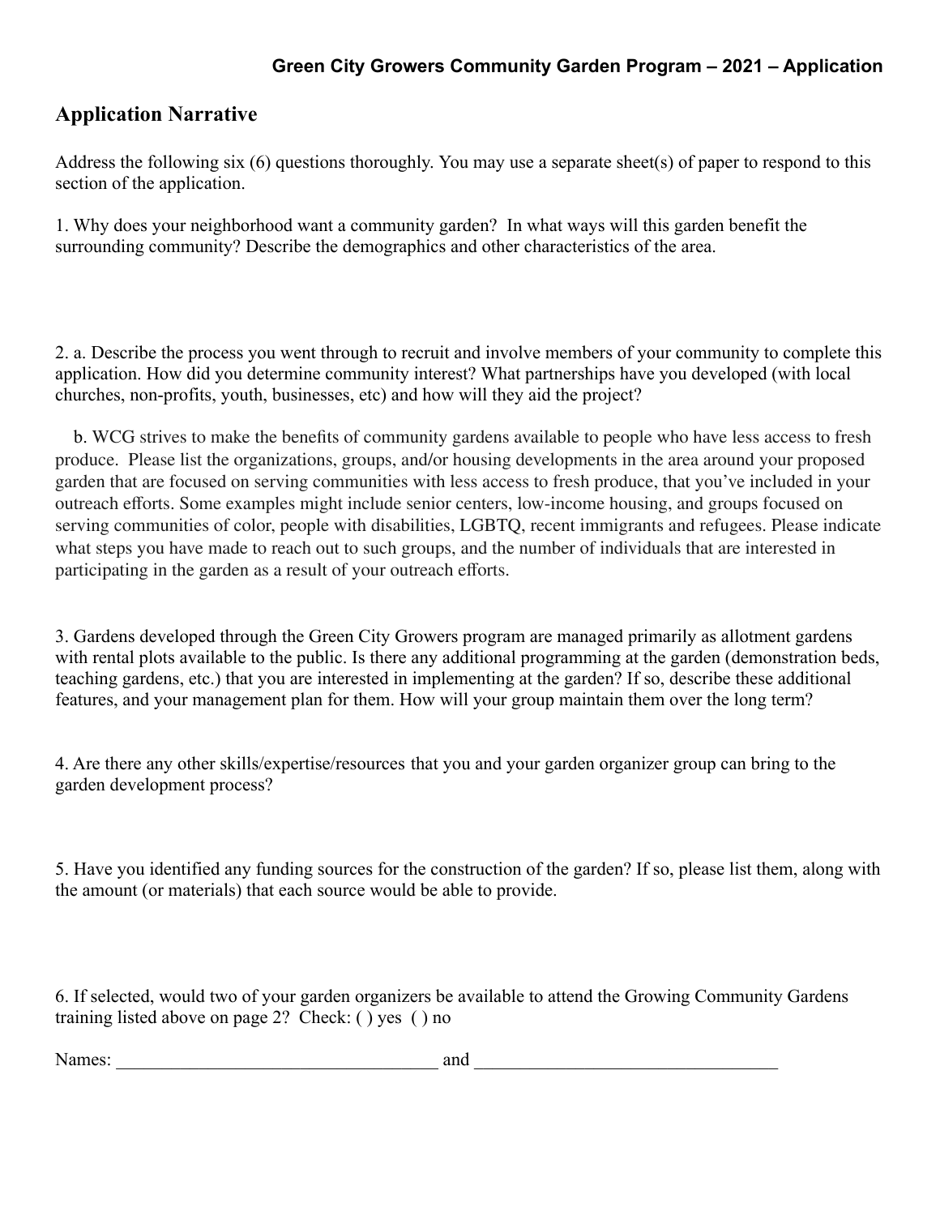**Green City Growers Community Garden Program – 2021 – Application**

## Application Narrative

Address the following six (6) questions thoroughly. You may use a separate sheet(s) of paper to respond to this section of the application.

1. Why does your neighborhood want a community garden? In what ways will this garden benefit the surrounding community? Describe the demographics and other characteristics of the area.

2. a. Describe the process you went through to recruit and involve members of your community to complete this application. How did you determine community interest? What partnerships have you developed (with local churches, non-profits, youth, businesses, etc) and how will they aid the project?

   b. WCG strives to make the benefits of community gardens available to people who have less access to fresh produce. Please list the organizations, groups, and/or housing developments in the area around your proposed garden that are focused on serving communities with less access to fresh produce, that you've included in your outreach efforts. Some examples might include senior centers, low-income housing, and groups focused on serving communities of color, people with disabilities, LGBTQ, recent immigrants and refugees. Please indicate what steps you have made to reach out to such groups, and the number of individuals that are interested in participating in the garden as a result of your outreach efforts.

3. Gardens developed through the Green City Growers program are managed primarily as allotment gardens with rental plots available to the public. Is there any additional programming at the garden (demonstration beds, teaching gardens, etc.) that you are interested in implementing at the garden? If so, describe these additional features, and your management plan for them. How will your group maintain them over the long term?

4. Are there any other skills/expertise/resources that you and your garden organizer group can bring to the garden development process?

5. Have you identified any funding sources for the construction of the garden? If so, please list them, along with the amount (or materials) that each source would be able to provide.

6. If selected, would two of your garden organizers be available to attend the Growing Community Gardens training listed above on page 2? Check: ( ) yes ( ) no

Names: ____________________________________ and __________________________________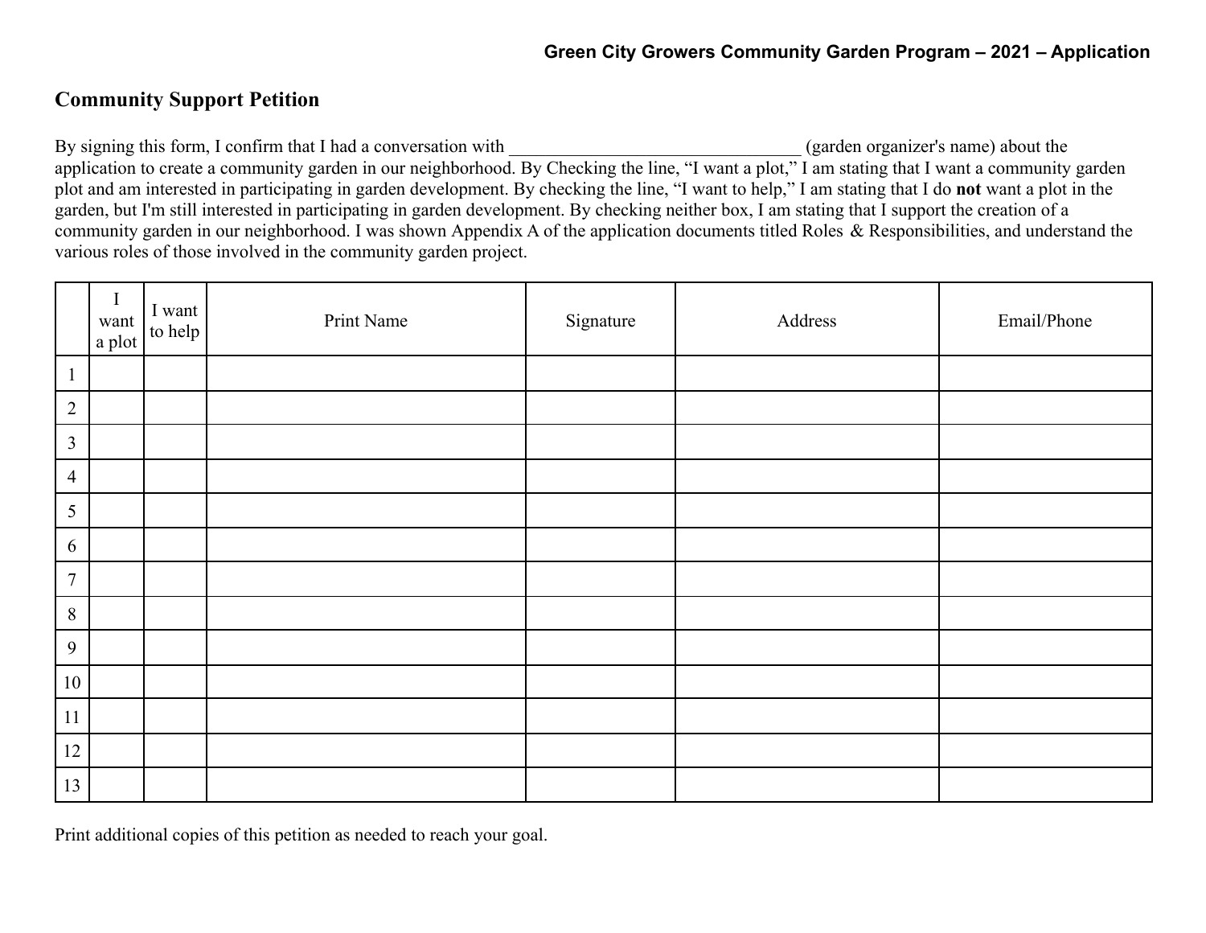## Community Support Petition

By signing this form, I confirm that I had a conversation with ________________________________ (garden organizer's name) about the application to create a community garden in our neighborhood. By Checking the line, "I want a plot," I am stating that I want a community garden plot and am interested in participating in garden development. By checking the line, "I want to help," I am stating that I do **not** want a plot in the garden, but I'm still interested in participating in garden development. By checking neither box, I am stating that I support the creation of a community garden in our neighborhood. I was shown Appendix A of the application documents titled Roles & Responsibilities, and understand the various roles of those involved in the community garden project.

| | I want a plot | I want to help | Print Name | Signature | Address | Email/Phone |
|---|---|---|---|---|---|---|
| 1 | | | | | | |
| 2 | | | | | | |
| 3 | | | | | | |
| 4 | | | | | | |
| 5 | | | | | | |
| 6 | | | | | | |
| 7 | | | | | | |
| 8 | | | | | | |
| 9 | | | | | | |
| 10 | | | | | | |
| 11 | | | | | | |
| 12 | | | | | | |
| 13 | | | | | | |

Print additional copies of this petition as needed to reach your goal.